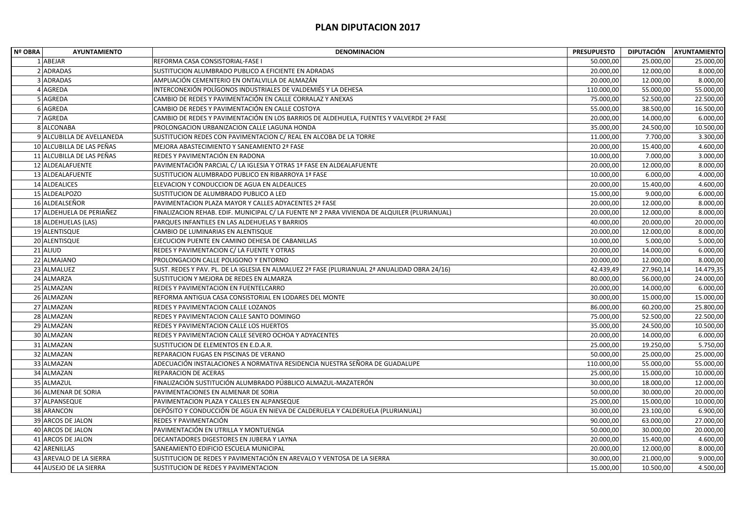# PLAN DIPUTACION 2017

| Nº OBRA | AYUNTAMIENTO | DENOMINACION | PRESUPUESTO | DIPUTACIÓN | AYUNTAMIENTO |
|---|---|---|---|---|---|
| 1 | ABEJAR | REFORMA CASA CONSISTORIAL-FASE I | 50.000,00 | 25.000,00 | 25.000,00 |
| 2 | ADRADAS | SUSTITUCION ALUMBRADO PUBLICO A EFICIENTE EN ADRADAS | 20.000,00 | 12.000,00 | 8.000,00 |
| 3 | ADRADAS | AMPLIACIÓN CEMENTERIO EN ONTALVILLA DE ALMAZÁN | 20.000,00 | 12.000,00 | 8.000,00 |
| 4 | AGREDA | INTERCONEXIÓN POLÍGONOS INDUSTRIALES DE VALDEMIÉS Y LA DEHESA | 110.000,00 | 55.000,00 | 55.000,00 |
| 5 | AGREDA | CAMBIO DE REDES Y PAVIMENTACIÓN EN CALLE CORRALAZ Y ANEXAS | 75.000,00 | 52.500,00 | 22.500,00 |
| 6 | AGREDA | CAMBIO DE REDES Y PAVIMENTACIÓN EN CALLE COSTOYA | 55.000,00 | 38.500,00 | 16.500,00 |
| 7 | AGREDA | CAMBIO DE REDES Y PAVIMENTACIÓN EN LOS BARRIOS DE ALDEHUELA, FUENTES Y VALVERDE 2ª FASE | 20.000,00 | 14.000,00 | 6.000,00 |
| 8 | ALCONABA | PROLONGACION URBANIZACION CALLE LAGUNA HONDA | 35.000,00 | 24.500,00 | 10.500,00 |
| 9 | ALCUBILLA DE AVELLANEDA | SUSTITUCION REDES CON PAVIMENTACION C/ REAL EN ALCOBA DE LA TORRE | 11.000,00 | 7.700,00 | 3.300,00 |
| 10 | ALCUBILLA DE LAS PEÑAS | MEJORA ABASTECIMIENTO Y SANEAMIENTO 2ª FASE | 20.000,00 | 15.400,00 | 4.600,00 |
| 11 | ALCUBILLA DE LAS PEÑAS | REDES Y PAVIMENTACIÓN EN RADONA | 10.000,00 | 7.000,00 | 3.000,00 |
| 12 | ALDEALAFUENTE | PAVIMENTACIÓN PARCIAL C/ LA IGLESIA Y OTRAS 1ª FASE EN ALDEALAFUENTE | 20.000,00 | 12.000,00 | 8.000,00 |
| 13 | ALDEALAFUENTE | SUSTITUCION ALUMBRADO PUBLICO EN RIBARROYA 1ª FASE | 10.000,00 | 6.000,00 | 4.000,00 |
| 14 | ALDEALICES | ELEVACION Y CONDUCCION DE AGUA EN ALDEALICES | 20.000,00 | 15.400,00 | 4.600,00 |
| 15 | ALDEALPOZO | SUSTITUCION DE ALUMBRADO PUBLICO A LED | 15.000,00 | 9.000,00 | 6.000,00 |
| 16 | ALDEALSEÑOR | PAVIMENTACION PLAZA MAYOR Y CALLES ADYACENTES 2ª FASE | 20.000,00 | 12.000,00 | 8.000,00 |
| 17 | ALDEHUELA DE PERIAÑEZ | FINALIZACION REHAB. EDIF. MUNICIPAL C/ LA FUENTE Nº 2 PARA VIVIENDA DE ALQUILER (PLURIANUAL) | 20.000,00 | 12.000,00 | 8.000,00 |
| 18 | ALDEHUELAS (LAS) | PARQUES INFANTILES EN LAS ALDEHUELAS Y BARRIOS | 40.000,00 | 20.000,00 | 20.000,00 |
| 19 | ALENTISQUE | CAMBIO DE LUMINARIAS EN ALENTISQUE | 20.000,00 | 12.000,00 | 8.000,00 |
| 20 | ALENTISQUE | EJECUCION PUENTE EN CAMINO DEHESA DE CABANILLAS | 10.000,00 | 5.000,00 | 5.000,00 |
| 21 | ALIUD | REDES Y PAVIMENTACION C/ LA FUENTE Y OTRAS | 20.000,00 | 14.000,00 | 6.000,00 |
| 22 | ALMAJANO | PROLONGACION CALLE POLIGONO Y ENTORNO | 20.000,00 | 12.000,00 | 8.000,00 |
| 23 | ALMALUEZ | SUST. REDES Y PAV. PL. DE LA IGLESIA EN ALMALUEZ 2ª FASE (PLURIANUAL 2ª ANUALIDAD OBRA 24/16) | 42.439,49 | 27.960,14 | 14.479,35 |
| 24 | ALMARZA | SUSTITUCION Y MEJORA DE REDES EN ALMARZA | 80.000,00 | 56.000,00 | 24.000,00 |
| 25 | ALMAZAN | REDES Y PAVIMENTACION EN FUENTELCARRO | 20.000,00 | 14.000,00 | 6.000,00 |
| 26 | ALMAZAN | REFORMA ANTIGUA CASA CONSISTORIAL EN LODARES DEL MONTE | 30.000,00 | 15.000,00 | 15.000,00 |
| 27 | ALMAZAN | REDES Y PAVIMENTACION CALLE LOZANOS | 86.000,00 | 60.200,00 | 25.800,00 |
| 28 | ALMAZAN | REDES Y PAVIMENTACION CALLE SANTO DOMINGO | 75.000,00 | 52.500,00 | 22.500,00 |
| 29 | ALMAZAN | REDES Y PAVIMENTACION CALLE LOS HUERTOS | 35.000,00 | 24.500,00 | 10.500,00 |
| 30 | ALMAZAN | REDES Y PAVIMENTACION CALLE SEVERO OCHOA Y ADYACENTES | 20.000,00 | 14.000,00 | 6.000,00 |
| 31 | ALMAZAN | SUSTITUCION DE ELEMENTOS EN E.D.A.R. | 25.000,00 | 19.250,00 | 5.750,00 |
| 32 | ALMAZAN | REPARACION FUGAS EN PISCINAS DE VERANO | 50.000,00 | 25.000,00 | 25.000,00 |
| 33 | ALMAZAN | ADECUACIÓN INSTALACIONES A NORMATIVA RESIDENCIA NUESTRA SEÑORA DE GUADALUPE | 110.000,00 | 55.000,00 | 55.000,00 |
| 34 | ALMAZAN | REPARACION DE ACERAS | 25.000,00 | 15.000,00 | 10.000,00 |
| 35 | ALMAZUL | FINALIZACIÓN SUSTITUCIÓN ALUMBRADO PÚ8BLICO ALMAZUL-MAZATERÓN | 30.000,00 | 18.000,00 | 12.000,00 |
| 36 | ALMENAR DE SORIA | PAVIMENTACIONES EN ALMENAR DE SORIA | 50.000,00 | 30.000,00 | 20.000,00 |
| 37 | ALPANSEQUE | PAVIMENTACION PLAZA Y CALLES EN ALPANSEQUE | 25.000,00 | 15.000,00 | 10.000,00 |
| 38 | ARANCON | DEPÓSITO Y CONDUCCIÓN DE AGUA EN NIEVA DE CALDERUELA Y CALDERUELA (PLURIANUAL) | 30.000,00 | 23.100,00 | 6.900,00 |
| 39 | ARCOS DE JALON | REDES Y PAVIMENTACIÓN | 90.000,00 | 63.000,00 | 27.000,00 |
| 40 | ARCOS DE JALON | PAVIMENTACIÓN EN UTRILLA Y MONTUENGA | 50.000,00 | 30.000,00 | 20.000,00 |
| 41 | ARCOS DE JALON | DECANTADORES DIGESTORES EN JUBERA Y LAYNA | 20.000,00 | 15.400,00 | 4.600,00 |
| 42 | ARENILLAS | SANEAMIENTO EDIFICIO ESCUELA MUNICIPAL | 20.000,00 | 12.000,00 | 8.000,00 |
| 43 | AREVALO DE LA SIERRA | SUSTITUCION DE REDES Y PAVIMENTACIÓN EN AREVALO Y VENTOSA DE LA SIERRA | 30.000,00 | 21.000,00 | 9.000,00 |
| 44 | AUSEJO DE LA SIERRA | SUSTITUCION DE REDES Y PAVIMENTACION | 15.000,00 | 10.500,00 | 4.500,00 |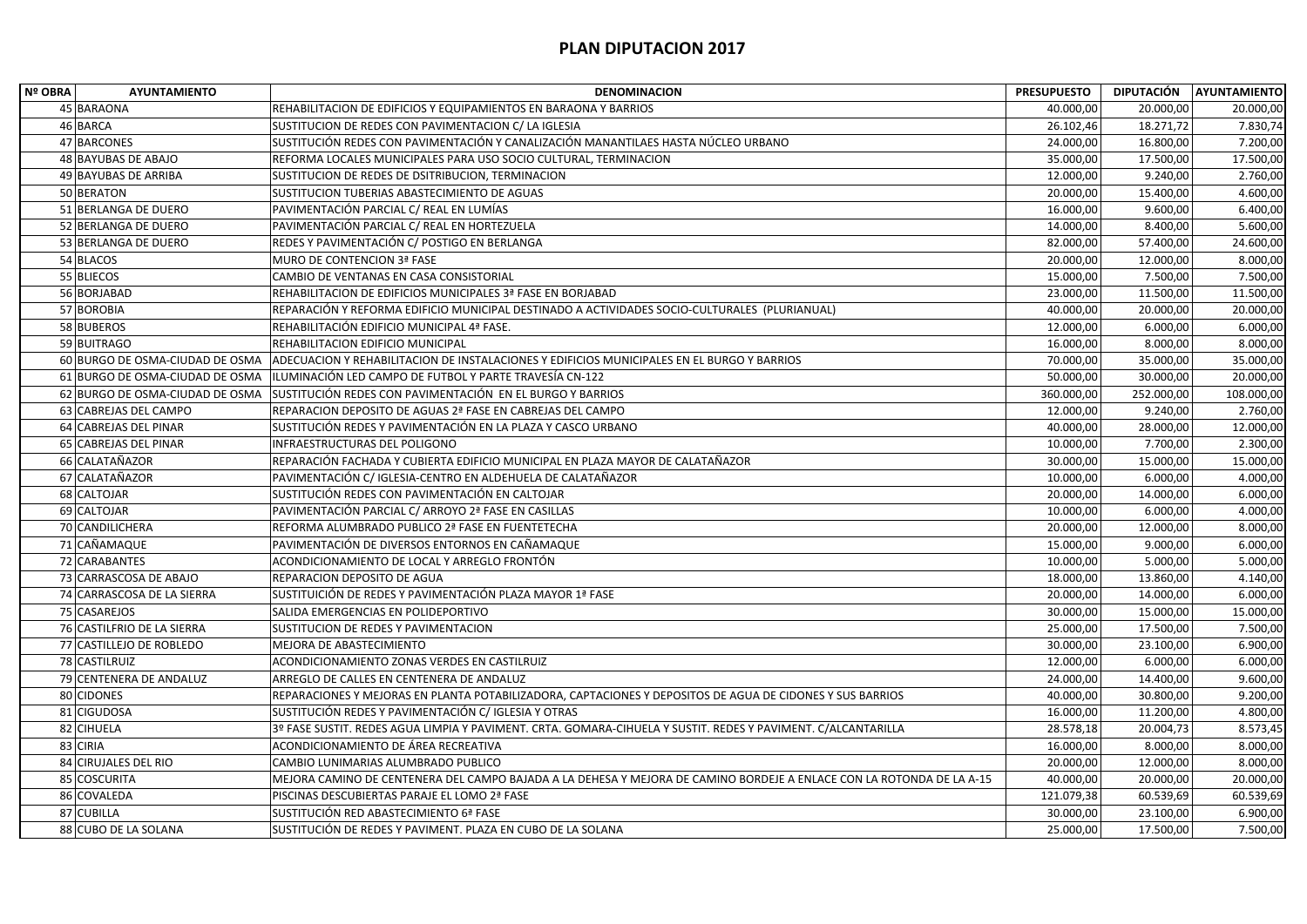# PLAN DIPUTACION 2017

| Nº OBRA | AYUNTAMIENTO | DENOMINACION | PRESUPUESTO | DIPUTACIÓN | AYUNTAMIENTO |
|---|---|---|---|---|---|
| 45 | BARAONA | REHABILITACION DE EDIFICIOS Y EQUIPAMIENTOS EN BARAONA Y BARRIOS | 40.000,00 | 20.000,00 | 20.000,00 |
| 46 | BARCA | SUSTITUCION DE REDES CON PAVIMENTACION C/ LA IGLESIA | 26.102,46 | 18.271,72 | 7.830,74 |
| 47 | BARCONES | SUSTITUCIÓN REDES CON PAVIMENTACIÓN Y CANALIZACIÓN MANANTILAES HASTA NÚCLEO URBANO | 24.000,00 | 16.800,00 | 7.200,00 |
| 48 | BAYUBAS DE ABAJO | REFORMA LOCALES MUNICIPALES PARA USO SOCIO CULTURAL, TERMINACION | 35.000,00 | 17.500,00 | 17.500,00 |
| 49 | BAYUBAS DE ARRIBA | SUSTITUCION DE REDES DE DSITRIBUCION, TERMINACION | 12.000,00 | 9.240,00 | 2.760,00 |
| 50 | BERATON | SUSTITUCION TUBERIAS ABASTECIMIENTO DE AGUAS | 20.000,00 | 15.400,00 | 4.600,00 |
| 51 | BERLANGA DE DUERO | PAVIMENTACIÓN PARCIAL C/ REAL EN LUMÍAS | 16.000,00 | 9.600,00 | 6.400,00 |
| 52 | BERLANGA DE DUERO | PAVIMENTACIÓN PARCIAL C/ REAL EN HORTEZUELA | 14.000,00 | 8.400,00 | 5.600,00 |
| 53 | BERLANGA DE DUERO | REDES Y PAVIMENTACIÓN C/ POSTIGO EN BERLANGA | 82.000,00 | 57.400,00 | 24.600,00 |
| 54 | BLACOS | MURO DE CONTENCION 3ª FASE | 20.000,00 | 12.000,00 | 8.000,00 |
| 55 | BLIECOS | CAMBIO DE VENTANAS EN CASA CONSISTORIAL | 15.000,00 | 7.500,00 | 7.500,00 |
| 56 | BORJABAD | REHABILITACION DE EDIFICIOS MUNICIPALES 3ª FASE EN BORJABAD | 23.000,00 | 11.500,00 | 11.500,00 |
| 57 | BOROBIA | REPARACIÓN Y REFORMA EDIFICIO MUNICIPAL DESTINADO A ACTIVIDADES SOCIO-CULTURALES (PLURIANUAL) | 40.000,00 | 20.000,00 | 20.000,00 |
| 58 | BUBEROS | REHABILITACIÓN EDIFICIO MUNICIPAL 4ª FASE. | 12.000,00 | 6.000,00 | 6.000,00 |
| 59 | BUITRAGO | REHABILITACION EDIFICIO MUNICIPAL | 16.000,00 | 8.000,00 | 8.000,00 |
| 60 | BURGO DE OSMA-CIUDAD DE OSMA | ADECUACION Y REHABILITACION DE INSTALACIONES Y EDIFICIOS MUNICIPALES EN EL BURGO Y BARRIOS | 70.000,00 | 35.000,00 | 35.000,00 |
| 61 | BURGO DE OSMA-CIUDAD DE OSMA | ILUMINACIÓN LED CAMPO DE FUTBOL Y PARTE TRAVESÍA CN-122 | 50.000,00 | 30.000,00 | 20.000,00 |
| 62 | BURGO DE OSMA-CIUDAD DE OSMA | SUSTITUCIÓN REDES CON PAVIMENTACIÓN EN EL BURGO Y BARRIOS | 360.000,00 | 252.000,00 | 108.000,00 |
| 63 | CABREJAS DEL CAMPO | REPARACION DEPOSITO DE AGUAS 2ª FASE EN CABREJAS DEL CAMPO | 12.000,00 | 9.240,00 | 2.760,00 |
| 64 | CABREJAS DEL PINAR | SUSTITUCIÓN REDES Y PAVIMENTACIÓN EN LA PLAZA Y CASCO URBANO | 40.000,00 | 28.000,00 | 12.000,00 |
| 65 | CABREJAS DEL PINAR | INFRAESTRUCTURAS DEL POLIGONO | 10.000,00 | 7.700,00 | 2.300,00 |
| 66 | CALATAÑAZOR | REPARACIÓN FACHADA Y CUBIERTA EDIFICIO MUNICIPAL EN PLAZA MAYOR DE CALATAÑAZOR | 30.000,00 | 15.000,00 | 15.000,00 |
| 67 | CALATAÑAZOR | PAVIMENTACIÓN C/ IGLESIA-CENTRO EN ALDEHUELA DE CALATAÑAZOR | 10.000,00 | 6.000,00 | 4.000,00 |
| 68 | CALTOJAR | SUSTITUCIÓN REDES CON PAVIMENTACIÓN EN CALTOJAR | 20.000,00 | 14.000,00 | 6.000,00 |
| 69 | CALTOJAR | PAVIMENTACIÓN PARCIAL C/ ARROYO 2ª FASE EN CASILLAS | 10.000,00 | 6.000,00 | 4.000,00 |
| 70 | CANDILICHERA | REFORMA ALUMBRADO PUBLICO 2ª FASE EN FUENTETECHA | 20.000,00 | 12.000,00 | 8.000,00 |
| 71 | CAÑAMAQUE | PAVIMENTACIÓN DE DIVERSOS ENTORNOS EN CAÑAMAQUE | 15.000,00 | 9.000,00 | 6.000,00 |
| 72 | CARABANTES | ACONDICIONAMIENTO DE LOCAL Y ARREGLO FRONTÓN | 10.000,00 | 5.000,00 | 5.000,00 |
| 73 | CARRASCOSA DE ABAJO | REPARACION DEPOSITO DE AGUA | 18.000,00 | 13.860,00 | 4.140,00 |
| 74 | CARRASCOSA DE LA SIERRA | SUSTITUICIÓN DE REDES Y PAVIMENTACIÓN PLAZA MAYOR 1ª FASE | 20.000,00 | 14.000,00 | 6.000,00 |
| 75 | CASAREJOS | SALIDA EMERGENCIAS EN POLIDEPORTIVO | 30.000,00 | 15.000,00 | 15.000,00 |
| 76 | CASTILFRIO DE LA SIERRA | SUSTITUCION DE REDES Y PAVIMENTACION | 25.000,00 | 17.500,00 | 7.500,00 |
| 77 | CASTILLEJO DE ROBLEDO | MEJORA DE ABASTECIMIENTO | 30.000,00 | 23.100,00 | 6.900,00 |
| 78 | CASTILRUIZ | ACONDICIONAMIENTO ZONAS VERDES EN CASTILRUIZ | 12.000,00 | 6.000,00 | 6.000,00 |
| 79 | CENTENERA DE ANDALUZ | ARREGLO DE CALLES EN CENTENERA DE ANDALUZ | 24.000,00 | 14.400,00 | 9.600,00 |
| 80 | CIDONES | REPARACIONES Y MEJORAS EN PLANTA POTABILIZADORA, CAPTACIONES Y DEPOSITOS DE AGUA DE CIDONES Y SUS BARRIOS | 40.000,00 | 30.800,00 | 9.200,00 |
| 81 | CIGUDOSA | SUSTITUCIÓN REDES Y PAVIMENTACIÓN C/ IGLESIA Y OTRAS | 16.000,00 | 11.200,00 | 4.800,00 |
| 82 | CIHUELA | 3º FASE SUSTIT. REDES AGUA LIMPIA Y PAVIMENT. CRTA. GOMARA-CIHUELA Y SUSTIT. REDES Y PAVIMENT. C/ALCANTARILLA | 28.578,18 | 20.004,73 | 8.573,45 |
| 83 | CIRIA | ACONDICIONAMIENTO DE ÁREA RECREATIVA | 16.000,00 | 8.000,00 | 8.000,00 |
| 84 | CIRUJALES DEL RIO | CAMBIO LUNIMARIAS ALUMBRADO PUBLICO | 20.000,00 | 12.000,00 | 8.000,00 |
| 85 | COSCURITA | MEJORA CAMINO DE CENTENERA DEL CAMPO BAJADA A LA DEHESA Y MEJORA DE CAMINO BORDEJE A ENLACE CON LA ROTONDA DE LA A-15 | 40.000,00 | 20.000,00 | 20.000,00 |
| 86 | COVALEDA | PISCINAS DESCUBIERTAS PARAJE EL LOMO 2ª FASE | 121.079,38 | 60.539,69 | 60.539,69 |
| 87 | CUBILLA | SUSTITUCIÓN RED ABASTECIMIENTO 6ª FASE | 30.000,00 | 23.100,00 | 6.900,00 |
| 88 | CUBO DE LA SOLANA | SUSTITUCIÓN DE REDES Y PAVIMENT. PLAZA EN CUBO DE LA SOLANA | 25.000,00 | 17.500,00 | 7.500,00 |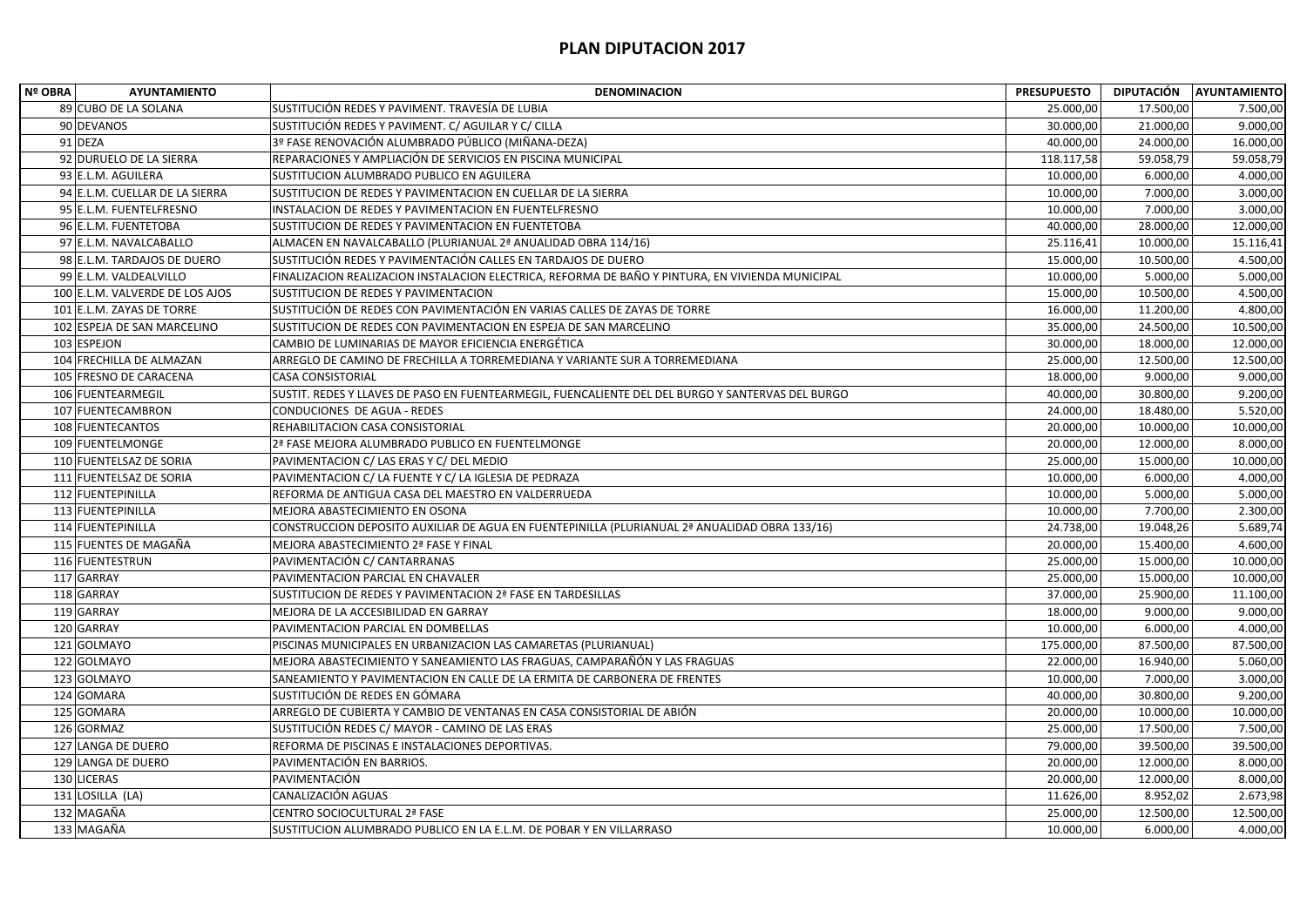# PLAN DIPUTACION 2017

| Nº OBRA | AYUNTAMIENTO | DENOMINACION | PRESUPUESTO | DIPUTACIÓN | AYUNTAMIENTO |
|---|---|---|---|---|---|
| 89 | CUBO DE LA SOLANA | SUSTITUCIÓN REDES Y PAVIMENT. TRAVESÍA DE LUBIA | 25.000,00 | 17.500,00 | 7.500,00 |
| 90 | DEVANOS | SUSTITUCIÓN REDES Y PAVIMENT. C/ AGUILAR Y C/ CILLA | 30.000,00 | 21.000,00 | 9.000,00 |
| 91 | DEZA | 3º FASE RENOVACIÓN ALUMBRADO PÚBLICO (MIÑANA-DEZA) | 40.000,00 | 24.000,00 | 16.000,00 |
| 92 | DURUELO DE LA SIERRA | REPARACIONES Y AMPLIACIÓN DE SERVICIOS EN PISCINA MUNICIPAL | 118.117,58 | 59.058,79 | 59.058,79 |
| 93 | E.L.M. AGUILERA | SUSTITUCION ALUMBRADO PUBLICO EN AGUILERA | 10.000,00 | 6.000,00 | 4.000,00 |
| 94 | E.L.M. CUELLAR DE LA SIERRA | SUSTITUCION DE REDES Y PAVIMENTACION EN CUELLAR DE LA SIERRA | 10.000,00 | 7.000,00 | 3.000,00 |
| 95 | E.L.M. FUENTELFRESNO | INSTALACION DE REDES Y PAVIMENTACION EN FUENTELFRESNO | 10.000,00 | 7.000,00 | 3.000,00 |
| 96 | E.L.M. FUENTETOBA | SUSTITUCION DE REDES Y PAVIMENTACION EN FUENTETOBA | 40.000,00 | 28.000,00 | 12.000,00 |
| 97 | E.L.M. NAVALCABALLO | ALMACEN EN NAVALCABALLO (PLURIANUAL 2ª ANUALIDAD OBRA 114/16) | 25.116,41 | 10.000,00 | 15.116,41 |
| 98 | E.L.M. TARDAJOS DE DUERO | SUSTITUCIÓN REDES Y PAVIMENTACIÓN CALLES EN TARDAJOS DE DUERO | 15.000,00 | 10.500,00 | 4.500,00 |
| 99 | E.L.M. VALDEALVILLO | FINALIZACION REALIZACION INSTALACION ELECTRICA, REFORMA DE BAÑO Y PINTURA, EN VIVIENDA MUNICIPAL | 10.000,00 | 5.000,00 | 5.000,00 |
| 100 | E.L.M. VALVERDE DE LOS AJOS | SUSTITUCION DE REDES Y PAVIMENTACION | 15.000,00 | 10.500,00 | 4.500,00 |
| 101 | E.L.M. ZAYAS DE TORRE | SUSTITUCIÓN DE REDES CON PAVIMENTACIÓN EN VARIAS CALLES DE ZAYAS DE TORRE | 16.000,00 | 11.200,00 | 4.800,00 |
| 102 | ESPEJA DE SAN MARCELINO | SUSTITUCION DE REDES CON PAVIMENTACION EN ESPEJA DE SAN MARCELINO | 35.000,00 | 24.500,00 | 10.500,00 |
| 103 | ESPEJON | CAMBIO DE LUMINARIAS DE MAYOR EFICIENCIA ENERGÉTICA | 30.000,00 | 18.000,00 | 12.000,00 |
| 104 | FRECHILLA DE ALMAZAN | ARREGLO DE CAMINO DE FRECHILLA A TORREMEDIANA Y VARIANTE SUR A TORREMEDIANA | 25.000,00 | 12.500,00 | 12.500,00 |
| 105 | FRESNO DE CARACENA | CASA CONSISTORIAL | 18.000,00 | 9.000,00 | 9.000,00 |
| 106 | FUENTEARMEGIL | SUSTIT. REDES Y LLAVES DE PASO EN FUENTEARMEGIL, FUENCALIENTE DEL DEL BURGO Y SANTERVAS DEL BURGO | 40.000,00 | 30.800,00 | 9.200,00 |
| 107 | FUENTECAMBRON | CONDUCIONES DE AGUA - REDES | 24.000,00 | 18.480,00 | 5.520,00 |
| 108 | FUENTECANTOS | REHABILITACION CASA CONSISTORIAL | 20.000,00 | 10.000,00 | 10.000,00 |
| 109 | FUENTELMONGE | 2ª FASE MEJORA ALUMBRADO PUBLICO EN FUENTELMONGE | 20.000,00 | 12.000,00 | 8.000,00 |
| 110 | FUENTELSAZ DE SORIA | PAVIMENTACION C/ LAS ERAS Y C/ DEL MEDIO | 25.000,00 | 15.000,00 | 10.000,00 |
| 111 | FUENTELSAZ DE SORIA | PAVIMENTACION C/ LA FUENTE Y C/ LA IGLESIA DE PEDRAZA | 10.000,00 | 6.000,00 | 4.000,00 |
| 112 | FUENTEPINILLA | REFORMA DE ANTIGUA CASA DEL MAESTRO EN VALDERRUEDA | 10.000,00 | 5.000,00 | 5.000,00 |
| 113 | FUENTEPINILLA | MEJORA ABASTECIMIENTO EN OSONA | 10.000,00 | 7.700,00 | 2.300,00 |
| 114 | FUENTEPINILLA | CONSTRUCCION DEPOSITO AUXILIAR DE AGUA EN FUENTEPINILLA (PLURIANUAL 2ª ANUALIDAD OBRA 133/16) | 24.738,00 | 19.048,26 | 5.689,74 |
| 115 | FUENTES DE MAGAÑA | MEJORA ABASTECIMIENTO 2ª FASE Y FINAL | 20.000,00 | 15.400,00 | 4.600,00 |
| 116 | FUENTESTRUN | PAVIMENTACIÓN C/ CANTARRANAS | 25.000,00 | 15.000,00 | 10.000,00 |
| 117 | GARRAY | PAVIMENTACION PARCIAL EN CHAVALER | 25.000,00 | 15.000,00 | 10.000,00 |
| 118 | GARRAY | SUSTITUCION DE REDES Y PAVIMENTACION 2ª FASE EN TARDESILLAS | 37.000,00 | 25.900,00 | 11.100,00 |
| 119 | GARRAY | MEJORA DE LA ACCESIBILIDAD EN GARRAY | 18.000,00 | 9.000,00 | 9.000,00 |
| 120 | GARRAY | PAVIMENTACION PARCIAL EN DOMBELLAS | 10.000,00 | 6.000,00 | 4.000,00 |
| 121 | GOLMAYO | PISCINAS MUNICIPALES EN URBANIZACION LAS CAMARETAS (PLURIANUAL) | 175.000,00 | 87.500,00 | 87.500,00 |
| 122 | GOLMAYO | MEJORA ABASTECIMIENTO Y SANEAMIENTO LAS FRAGUAS, CAMPARAÑÓN Y LAS FRAGUAS | 22.000,00 | 16.940,00 | 5.060,00 |
| 123 | GOLMAYO | SANEAMIENTO Y PAVIMENTACION EN CALLE DE LA ERMITA DE CARBONERA DE FRENTES | 10.000,00 | 7.000,00 | 3.000,00 |
| 124 | GOMARA | SUSTITUCIÓN DE REDES EN GÓMARA | 40.000,00 | 30.800,00 | 9.200,00 |
| 125 | GOMARA | ARREGLO DE CUBIERTA Y CAMBIO DE VENTANAS EN CASA CONSISTORIAL DE ABIÓN | 20.000,00 | 10.000,00 | 10.000,00 |
| 126 | GORMAZ | SUSTITUCIÓN REDES C/ MAYOR - CAMINO DE LAS ERAS | 25.000,00 | 17.500,00 | 7.500,00 |
| 127 | LANGA DE DUERO | REFORMA DE PISCINAS E INSTALACIONES DEPORTIVAS. | 79.000,00 | 39.500,00 | 39.500,00 |
| 129 | LANGA DE DUERO | PAVIMENTACIÓN EN BARRIOS. | 20.000,00 | 12.000,00 | 8.000,00 |
| 130 | LICERAS | PAVIMENTACIÓN | 20.000,00 | 12.000,00 | 8.000,00 |
| 131 | LOSILLA (LA) | CANALIZACIÓN AGUAS | 11.626,00 | 8.952,02 | 2.673,98 |
| 132 | MAGAÑA | CENTRO SOCIOCULTURAL 2ª FASE | 25.000,00 | 12.500,00 | 12.500,00 |
| 133 | MAGAÑA | SUSTITUCION ALUMBRADO PUBLICO EN LA E.L.M. DE POBAR Y EN VILLARRASO | 10.000,00 | 6.000,00 | 4.000,00 |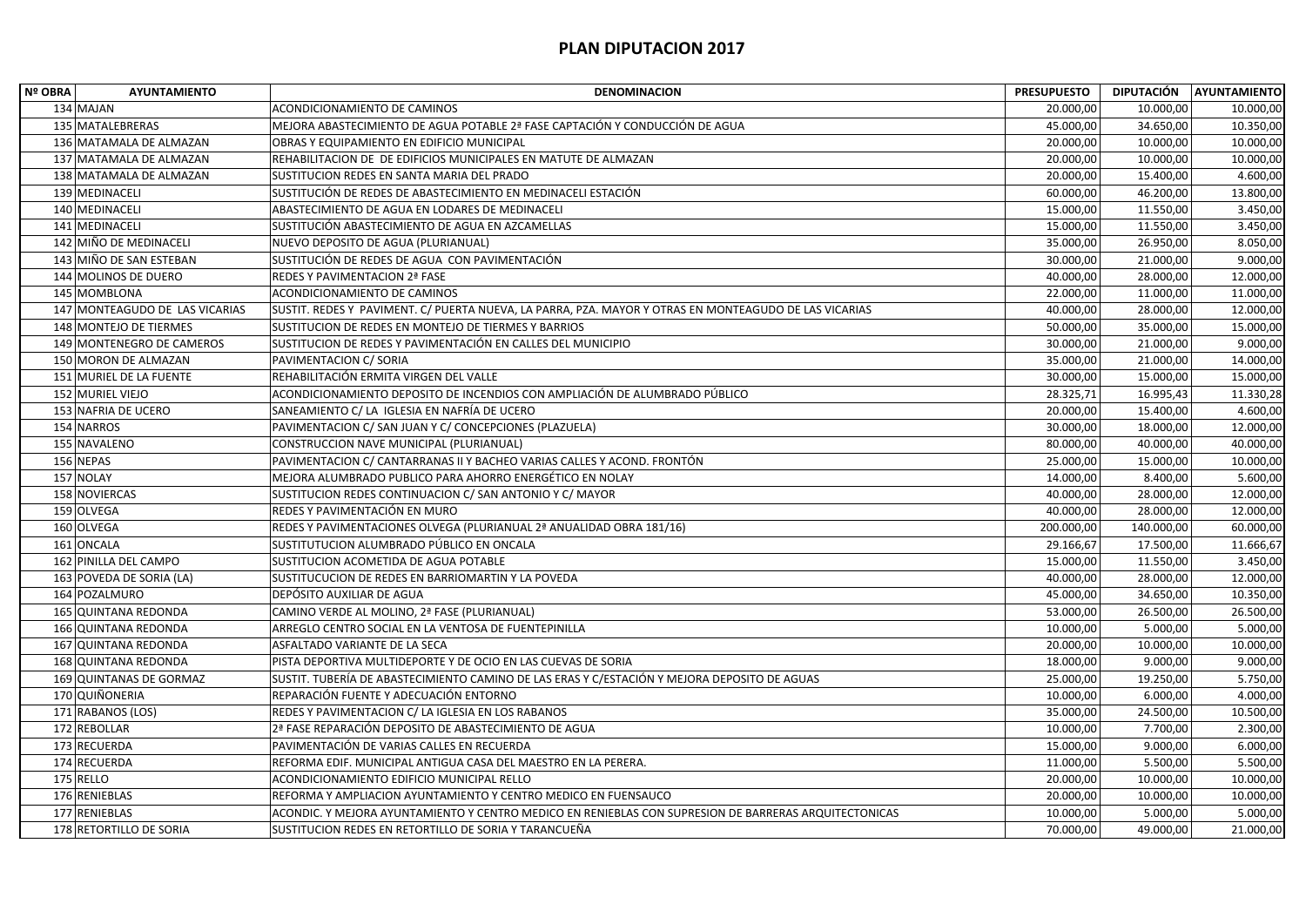# PLAN DIPUTACION 2017

| Nº OBRA | AYUNTAMIENTO | DENOMINACION | PRESUPUESTO | DIPUTACIÓN | AYUNTAMIENTO |
|---|---|---|---|---|---|
| 134 | MAJAN | ACONDICIONAMIENTO DE CAMINOS | 20.000,00 | 10.000,00 | 10.000,00 |
| 135 | MATALEBRERAS | MEJORA ABASTECIMIENTO DE AGUA POTABLE 2ª FASE CAPTACIÓN Y CONDUCCIÓN DE AGUA | 45.000,00 | 34.650,00 | 10.350,00 |
| 136 | MATAMALA DE ALMAZAN | OBRAS Y EQUIPAMIENTO EN EDIFICIO MUNICIPAL | 20.000,00 | 10.000,00 | 10.000,00 |
| 137 | MATAMALA DE ALMAZAN | REHABILITACION DE DE EDIFICIOS MUNICIPALES EN MATUTE DE ALMAZAN | 20.000,00 | 10.000,00 | 10.000,00 |
| 138 | MATAMALA DE ALMAZAN | SUSTITUCION REDES EN SANTA MARIA DEL PRADO | 20.000,00 | 15.400,00 | 4.600,00 |
| 139 | MEDINACELI | SUSTITUCIÓN DE REDES DE ABASTECIMIENTO EN MEDINACELI ESTACIÓN | 60.000,00 | 46.200,00 | 13.800,00 |
| 140 | MEDINACELI | ABASTECIMIENTO DE AGUA EN LODARES DE MEDINACELI | 15.000,00 | 11.550,00 | 3.450,00 |
| 141 | MEDINACELI | SUSTITUCIÓN ABASTECIMIENTO DE AGUA EN AZCAMELLAS | 15.000,00 | 11.550,00 | 3.450,00 |
| 142 | MIÑO DE MEDINACELI | NUEVO DEPOSITO DE AGUA (PLURIANUAL) | 35.000,00 | 26.950,00 | 8.050,00 |
| 143 | MIÑO DE SAN ESTEBAN | SUSTITUCIÓN DE REDES DE AGUA CON PAVIMENTACIÓN | 30.000,00 | 21.000,00 | 9.000,00 |
| 144 | MOLINOS DE DUERO | REDES Y PAVIMENTACION 2ª FASE | 40.000,00 | 28.000,00 | 12.000,00 |
| 145 | MOMBLONA | ACONDICIONAMIENTO DE CAMINOS | 22.000,00 | 11.000,00 | 11.000,00 |
| 147 | MONTEAGUDO DE LAS VICARIAS | SUSTIT. REDES Y PAVIMENT. C/ PUERTA NUEVA, LA PARRA, PZA. MAYOR Y OTRAS EN MONTEAGUDO DE LAS VICARIAS | 40.000,00 | 28.000,00 | 12.000,00 |
| 148 | MONTEJO DE TIERMES | SUSTITUCION DE REDES EN MONTEJO DE TIERMES Y BARRIOS | 50.000,00 | 35.000,00 | 15.000,00 |
| 149 | MONTENEGRO DE CAMEROS | SUSTITUCION DE REDES Y PAVIMENTACIÓN EN CALLES DEL MUNICIPIO | 30.000,00 | 21.000,00 | 9.000,00 |
| 150 | MORON DE ALMAZAN | PAVIMENTACION C/ SORIA | 35.000,00 | 21.000,00 | 14.000,00 |
| 151 | MURIEL DE LA FUENTE | REHABILITACIÓN ERMITA VIRGEN DEL VALLE | 30.000,00 | 15.000,00 | 15.000,00 |
| 152 | MURIEL VIEJO | ACONDICIONAMIENTO DEPOSITO DE INCENDIOS CON AMPLIACIÓN DE ALUMBRADO PÚBLICO | 28.325,71 | 16.995,43 | 11.330,28 |
| 153 | NAFRIA DE UCERO | SANEAMIENTO C/ LA IGLESIA EN NAFRÍA DE UCERO | 20.000,00 | 15.400,00 | 4.600,00 |
| 154 | NARROS | PAVIMENTACION C/ SAN JUAN Y C/ CONCEPCIONES (PLAZUELA) | 30.000,00 | 18.000,00 | 12.000,00 |
| 155 | NAVALENO | CONSTRUCCION NAVE MUNICIPAL (PLURIANUAL) | 80.000,00 | 40.000,00 | 40.000,00 |
| 156 | NEPAS | PAVIMENTACION C/ CANTARRANAS II Y BACHEO VARIAS CALLES Y ACOND. FRONTÓN | 25.000,00 | 15.000,00 | 10.000,00 |
| 157 | NOLAY | MEJORA ALUMBRADO PUBLICO PARA AHORRO ENERGÉTICO EN NOLAY | 14.000,00 | 8.400,00 | 5.600,00 |
| 158 | NOVIERCAS | SUSTITUCION REDES CONTINUACION C/ SAN ANTONIO Y C/ MAYOR | 40.000,00 | 28.000,00 | 12.000,00 |
| 159 | OLVEGA | REDES Y PAVIMENTACIÓN EN MURO | 40.000,00 | 28.000,00 | 12.000,00 |
| 160 | OLVEGA | REDES Y PAVIMENTACIONES OLVEGA (PLURIANUAL 2ª ANUALIDAD OBRA 181/16) | 200.000,00 | 140.000,00 | 60.000,00 |
| 161 | ONCALA | SUSTITUTUCION ALUMBRADO PÚBLICO EN ONCALA | 29.166,67 | 17.500,00 | 11.666,67 |
| 162 | PINILLA DEL CAMPO | SUSTITUCION ACOMETIDA DE AGUA POTABLE | 15.000,00 | 11.550,00 | 3.450,00 |
| 163 | POVEDA DE SORIA (LA) | SUSTITUCUCION DE REDES EN BARRIOMARTIN Y LA POVEDA | 40.000,00 | 28.000,00 | 12.000,00 |
| 164 | POZALMURO | DEPÓSITO AUXILIAR DE AGUA | 45.000,00 | 34.650,00 | 10.350,00 |
| 165 | QUINTANA REDONDA | CAMINO VERDE AL MOLINO, 2ª FASE (PLURIANUAL) | 53.000,00 | 26.500,00 | 26.500,00 |
| 166 | QUINTANA REDONDA | ARREGLO CENTRO SOCIAL EN LA VENTOSA DE FUENTEPINILLA | 10.000,00 | 5.000,00 | 5.000,00 |
| 167 | QUINTANA REDONDA | ASFALTADO VARIANTE DE LA SECA | 20.000,00 | 10.000,00 | 10.000,00 |
| 168 | QUINTANA REDONDA | PISTA DEPORTIVA MULTIDEPORTE Y DE OCIO EN LAS CUEVAS DE SORIA | 18.000,00 | 9.000,00 | 9.000,00 |
| 169 | QUINTANAS DE GORMAZ | SUSTIT. TUBERÍA DE ABASTECIMIENTO CAMINO DE LAS ERAS Y C/ESTACIÓN Y MEJORA DEPOSITO DE AGUAS | 25.000,00 | 19.250,00 | 5.750,00 |
| 170 | QUIÑONERIA | REPARACIÓN FUENTE Y ADECUACIÓN ENTORNO | 10.000,00 | 6.000,00 | 4.000,00 |
| 171 | RABANOS (LOS) | REDES Y PAVIMENTACION C/ LA IGLESIA EN LOS RABANOS | 35.000,00 | 24.500,00 | 10.500,00 |
| 172 | REBOLLAR | 2ª FASE REPARACIÓN DEPOSITO DE ABASTECIMIENTO DE AGUA | 10.000,00 | 7.700,00 | 2.300,00 |
| 173 | RECUERDA | PAVIMENTACIÓN DE VARIAS CALLES EN RECUERDA | 15.000,00 | 9.000,00 | 6.000,00 |
| 174 | RECUERDA | REFORMA EDIF. MUNICIPAL ANTIGUA CASA DEL MAESTRO EN LA PERERA. | 11.000,00 | 5.500,00 | 5.500,00 |
| 175 | RELLO | ACONDICIONAMIENTO EDIFICIO MUNICIPAL RELLO | 20.000,00 | 10.000,00 | 10.000,00 |
| 176 | RENIEBLAS | REFORMA Y AMPLIACION AYUNTAMIENTO Y CENTRO MEDICO EN FUENSAUCO | 20.000,00 | 10.000,00 | 10.000,00 |
| 177 | RENIEBLAS | ACONDIC. Y MEJORA AYUNTAMIENTO Y CENTRO MEDICO EN RENIEBLAS CON SUPRESION DE BARRERAS ARQUITECTONICAS | 10.000,00 | 5.000,00 | 5.000,00 |
| 178 | RETORTILLO DE SORIA | SUSTITUCION REDES EN RETORTILLO DE SORIA Y TARANCUEÑA | 70.000,00 | 49.000,00 | 21.000,00 |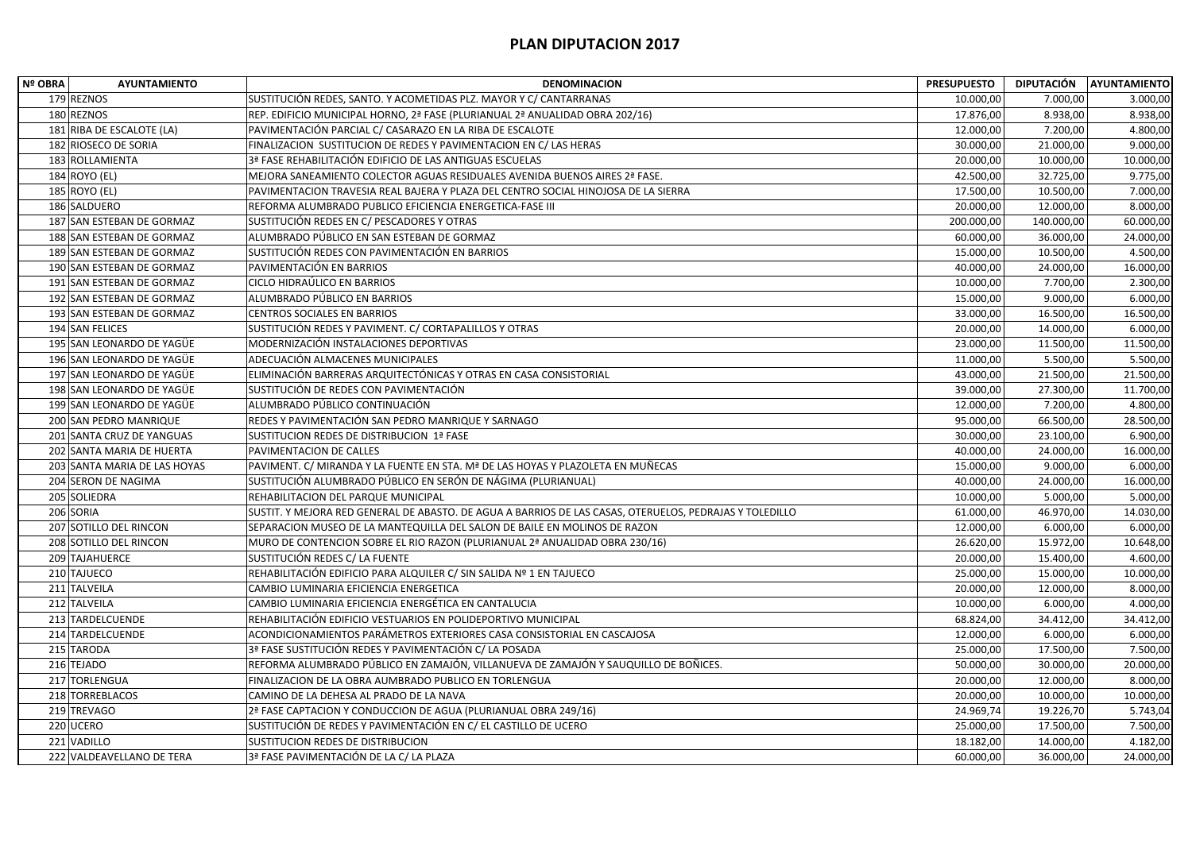# PLAN DIPUTACION 2017

| Nº OBRA | AYUNTAMIENTO | DENOMINACION | PRESUPUESTO | DIPUTACIÓN | AYUNTAMIENTO |
|---|---|---|---|---|---|
| 179 | REZNOS | SUSTITUCIÓN REDES, SANTO. Y ACOMETIDAS PLZ. MAYOR Y C/ CANTARRANAS | 10.000,00 | 7.000,00 | 3.000,00 |
| 180 | REZNOS | REP. EDIFICIO MUNICIPAL HORNO, 2ª FASE (PLURIANUAL 2ª ANUALIDAD OBRA 202/16) | 17.876,00 | 8.938,00 | 8.938,00 |
| 181 | RIBA DE ESCALOTE (LA) | PAVIMENTACIÓN PARCIAL C/ CASARAZO EN LA RIBA DE ESCALOTE | 12.000,00 | 7.200,00 | 4.800,00 |
| 182 | RIOSECO DE SORIA | FINALIZACION SUSTITUCION DE REDES Y PAVIMENTACION EN C/ LAS HERAS | 30.000,00 | 21.000,00 | 9.000,00 |
| 183 | ROLLAMIENTA | 3ª FASE REHABILITACIÓN EDIFICIO DE LAS ANTIGUAS ESCUELAS | 20.000,00 | 10.000,00 | 10.000,00 |
| 184 | ROYO (EL) | MEJORA SANEAMIENTO COLECTOR AGUAS RESIDUALES AVENIDA BUENOS AIRES 2ª FASE. | 42.500,00 | 32.725,00 | 9.775,00 |
| 185 | ROYO (EL) | PAVIMENTACION TRAVESIA REAL BAJERA Y PLAZA DEL CENTRO SOCIAL HINOJOSA DE LA SIERRA | 17.500,00 | 10.500,00 | 7.000,00 |
| 186 | SALDUERO | REFORMA ALUMBRADO PUBLICO EFICIENCIA ENERGETICA-FASE III | 20.000,00 | 12.000,00 | 8.000,00 |
| 187 | SAN ESTEBAN DE GORMAZ | SUSTITUCIÓN REDES EN C/ PESCADORES Y OTRAS | 200.000,00 | 140.000,00 | 60.000,00 |
| 188 | SAN ESTEBAN DE GORMAZ | ALUMBRADO PÚBLICO EN SAN ESTEBAN DE GORMAZ | 60.000,00 | 36.000,00 | 24.000,00 |
| 189 | SAN ESTEBAN DE GORMAZ | SUSTITUCIÓN REDES CON PAVIMENTACIÓN EN BARRIOS | 15.000,00 | 10.500,00 | 4.500,00 |
| 190 | SAN ESTEBAN DE GORMAZ | PAVIMENTACIÓN EN BARRIOS | 40.000,00 | 24.000,00 | 16.000,00 |
| 191 | SAN ESTEBAN DE GORMAZ | CICLO HIDRAÚLICO EN BARRIOS | 10.000,00 | 7.700,00 | 2.300,00 |
| 192 | SAN ESTEBAN DE GORMAZ | ALUMBRADO PÚBLICO EN BARRIOS | 15.000,00 | 9.000,00 | 6.000,00 |
| 193 | SAN ESTEBAN DE GORMAZ | CENTROS SOCIALES EN BARRIOS | 33.000,00 | 16.500,00 | 16.500,00 |
| 194 | SAN FELICES | SUSTITUCIÓN REDES Y PAVIMENT. C/ CORTAPALILLOS Y OTRAS | 20.000,00 | 14.000,00 | 6.000,00 |
| 195 | SAN LEONARDO DE YAGÜE | MODERNIZACIÓN INSTALACIONES DEPORTIVAS | 23.000,00 | 11.500,00 | 11.500,00 |
| 196 | SAN LEONARDO DE YAGÜE | ADECUACIÓN ALMACENES MUNICIPALES | 11.000,00 | 5.500,00 | 5.500,00 |
| 197 | SAN LEONARDO DE YAGÜE | ELIMINACIÓN BARRERAS ARQUITECTÓNICAS Y OTRAS EN CASA CONSISTORIAL | 43.000,00 | 21.500,00 | 21.500,00 |
| 198 | SAN LEONARDO DE YAGÜE | SUSTITUCIÓN DE REDES CON PAVIMENTACIÓN | 39.000,00 | 27.300,00 | 11.700,00 |
| 199 | SAN LEONARDO DE YAGÜE | ALUMBRADO PÚBLICO CONTINUACIÓN | 12.000,00 | 7.200,00 | 4.800,00 |
| 200 | SAN PEDRO MANRIQUE | REDES Y PAVIMENTACIÓN SAN PEDRO MANRIQUE Y SARNAGO | 95.000,00 | 66.500,00 | 28.500,00 |
| 201 | SANTA CRUZ DE YANGUAS | SUSTITUCION REDES DE DISTRIBUCION 1ª FASE | 30.000,00 | 23.100,00 | 6.900,00 |
| 202 | SANTA MARIA DE HUERTA | PAVIMENTACION DE CALLES | 40.000,00 | 24.000,00 | 16.000,00 |
| 203 | SANTA MARIA DE LAS HOYAS | PAVIMENT. C/ MIRANDA Y LA FUENTE EN STA. Mª DE LAS HOYAS Y PLAZOLETA EN MUÑECAS | 15.000,00 | 9.000,00 | 6.000,00 |
| 204 | SERON DE NAGIMA | SUSTITUCIÓN ALUMBRADO PÚBLICO EN SERÓN DE NÁGIMA (PLURIANUAL) | 40.000,00 | 24.000,00 | 16.000,00 |
| 205 | SOLIEDRA | REHABILITACION DEL PARQUE MUNICIPAL | 10.000,00 | 5.000,00 | 5.000,00 |
| 206 | SORIA | SUSTIT. Y MEJORA RED GENERAL DE ABASTO. DE AGUA A BARRIOS DE LAS CASAS, OTERUELOS, PEDRAJAS Y TOLEDILLO | 61.000,00 | 46.970,00 | 14.030,00 |
| 207 | SOTILLO DEL RINCON | SEPARACION MUSEO DE LA MANTEQUILLA DEL SALON DE BAILE EN MOLINOS DE RAZON | 12.000,00 | 6.000,00 | 6.000,00 |
| 208 | SOTILLO DEL RINCON | MURO DE CONTENCION SOBRE EL RIO RAZON (PLURIANUAL 2ª ANUALIDAD OBRA 230/16) | 26.620,00 | 15.972,00 | 10.648,00 |
| 209 | TAJAHUERCE | SUSTITUCIÓN REDES C/ LA FUENTE | 20.000,00 | 15.400,00 | 4.600,00 |
| 210 | TAJUECO | REHABILITACIÓN EDIFICIO PARA ALQUILER C/ SIN SALIDA Nº 1 EN TAJUECO | 25.000,00 | 15.000,00 | 10.000,00 |
| 211 | TALVEILA | CAMBIO LUMINARIA EFICIENCIA ENERGETICA | 20.000,00 | 12.000,00 | 8.000,00 |
| 212 | TALVEILA | CAMBIO LUMINARIA EFICIENCIA ENERGÉTICA EN CANTALUCIA | 10.000,00 | 6.000,00 | 4.000,00 |
| 213 | TARDELCUENDE | REHABILITACIÓN EDIFICIO VESTUARIOS EN POLIDEPORTIVO MUNICIPAL | 68.824,00 | 34.412,00 | 34.412,00 |
| 214 | TARDELCUENDE | ACONDICIONAMIENTOS PARÁMETROS EXTERIORES CASA CONSISTORIAL EN CASCAJOSA | 12.000,00 | 6.000,00 | 6.000,00 |
| 215 | TARODA | 3ª FASE SUSTITUCIÓN REDES Y PAVIMENTACIÓN C/ LA POSADA | 25.000,00 | 17.500,00 | 7.500,00 |
| 216 | TEJADO | REFORMA ALUMBRADO PÚBLICO EN ZAMAJÓN, VILLANUEVA DE ZAMAJÓN Y SAUQUILLO DE BOÑICES. | 50.000,00 | 30.000,00 | 20.000,00 |
| 217 | TORLENGUA | FINALIZACION DE LA OBRA AUMBRADO PUBLICO EN TORLENGUA | 20.000,00 | 12.000,00 | 8.000,00 |
| 218 | TORREBLACOS | CAMINO DE LA DEHESA AL PRADO DE LA NAVA | 20.000,00 | 10.000,00 | 10.000,00 |
| 219 | TREVAGO | 2ª FASE CAPTACION Y CONDUCCION DE AGUA (PLURIANUAL OBRA 249/16) | 24.969,74 | 19.226,70 | 5.743,04 |
| 220 | UCERO | SUSTITUCIÓN DE REDES Y PAVIMENTACIÓN EN C/ EL CASTILLO DE UCERO | 25.000,00 | 17.500,00 | 7.500,00 |
| 221 | VADILLO | SUSTITUCION REDES DE DISTRIBUCION | 18.182,00 | 14.000,00 | 4.182,00 |
| 222 | VALDEAVELLANO DE TERA | 3ª FASE PAVIMENTACIÓN DE LA C/ LA PLAZA | 60.000,00 | 36.000,00 | 24.000,00 |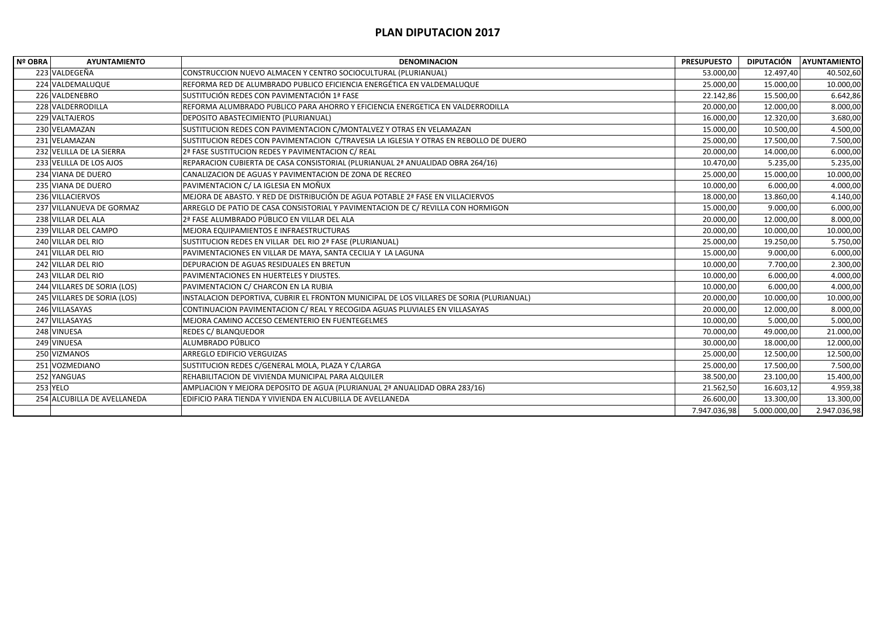# PLAN DIPUTACION 2017

| Nº OBRA | AYUNTAMIENTO | DENOMINACION | PRESUPUESTO | DIPUTACIÓN | AYUNTAMIENTO |
|---|---|---|---|---|---|
| 223 | VALDEGEÑA | CONSTRUCCION NUEVO ALMACEN Y CENTRO SOCIOCULTURAL (PLURIANUAL) | 53.000,00 | 12.497,40 | 40.502,60 |
| 224 | VALDEMALUQUE | REFORMA RED DE ALUMBRADO PUBLICO EFICIENCIA ENERGÉTICA EN VALDEMALUQUE | 25.000,00 | 15.000,00 | 10.000,00 |
| 226 | VALDENEBRO | SUSTITUCIÓN REDES CON PAVIMENTACIÓN 1ª FASE | 22.142,86 | 15.500,00 | 6.642,86 |
| 228 | VALDERRODILLA | REFORMA ALUMBRADO PUBLICO PARA AHORRO Y EFICIENCIA ENERGETICA EN VALDERRODILLA | 20.000,00 | 12.000,00 | 8.000,00 |
| 229 | VALTAJEROS | DEPOSITO ABASTECIMIENTO (PLURIANUAL) | 16.000,00 | 12.320,00 | 3.680,00 |
| 230 | VELAMAZAN | SUSTITUCION REDES CON PAVIMENTACION C/MONTALVEZ Y OTRAS EN VELAMAZAN | 15.000,00 | 10.500,00 | 4.500,00 |
| 231 | VELAMAZAN | SUSTITUCION REDES CON PAVIMENTACION C/TRAVESIA LA IGLESIA Y OTRAS EN REBOLLO DE DUERO | 25.000,00 | 17.500,00 | 7.500,00 |
| 232 | VELILLA DE LA SIERRA | 2ª FASE SUSTITUCION REDES Y PAVIMENTACION C/ REAL | 20.000,00 | 14.000,00 | 6.000,00 |
| 233 | VELILLA DE LOS AJOS | REPARACION CUBIERTA DE CASA CONSISTORIAL (PLURIANUAL 2ª ANUALIDAD OBRA 264/16) | 10.470,00 | 5.235,00 | 5.235,00 |
| 234 | VIANA DE DUERO | CANALIZACION DE AGUAS Y PAVIMENTACION DE ZONA DE RECREO | 25.000,00 | 15.000,00 | 10.000,00 |
| 235 | VIANA DE DUERO | PAVIMENTACION C/ LA IGLESIA EN MOÑUX | 10.000,00 | 6.000,00 | 4.000,00 |
| 236 | VILLACIERVOS | MEJORA DE ABASTO. Y RED DE DISTRIBUCIÓN DE AGUA POTABLE 2ª FASE EN VILLACIERVOS | 18.000,00 | 13.860,00 | 4.140,00 |
| 237 | VILLANUEVA DE GORMAZ | ARREGLO DE PATIO DE CASA CONSISTORIAL Y PAVIMENTACION DE C/ REVILLA CON HORMIGON | 15.000,00 | 9.000,00 | 6.000,00 |
| 238 | VILLAR DEL ALA | 2ª FASE ALUMBRADO PÚBLICO EN VILLAR DEL ALA | 20.000,00 | 12.000,00 | 8.000,00 |
| 239 | VILLAR DEL CAMPO | MEJORA EQUIPAMIENTOS E INFRAESTRUCTURAS | 20.000,00 | 10.000,00 | 10.000,00 |
| 240 | VILLAR DEL RIO | SUSTITUCION REDES EN VILLAR DEL RIO 2ª FASE (PLURIANUAL) | 25.000,00 | 19.250,00 | 5.750,00 |
| 241 | VILLAR DEL RIO | PAVIMENTACIONES EN VILLAR DE MAYA, SANTA CECILIA Y LA LAGUNA | 15.000,00 | 9.000,00 | 6.000,00 |
| 242 | VILLAR DEL RIO | DEPURACION DE AGUAS RESIDUALES EN BRETUN | 10.000,00 | 7.700,00 | 2.300,00 |
| 243 | VILLAR DEL RIO | PAVIMENTACIONES EN HUERTELES Y DIUSTES. | 10.000,00 | 6.000,00 | 4.000,00 |
| 244 | VILLARES DE SORIA (LOS) | PAVIMENTACION C/ CHARCON EN LA RUBIA | 10.000,00 | 6.000,00 | 4.000,00 |
| 245 | VILLARES DE SORIA (LOS) | INSTALACION DEPORTIVA, CUBRIR EL FRONTON MUNICIPAL DE LOS VILLARES DE SORIA (PLURIANUAL) | 20.000,00 | 10.000,00 | 10.000,00 |
| 246 | VILLASAYAS | CONTINUACION PAVIMENTACION C/ REAL Y RECOGIDA AGUAS PLUVIALES EN VILLASAYAS | 20.000,00 | 12.000,00 | 8.000,00 |
| 247 | VILLASAYAS | MEJORA CAMINO ACCESO CEMENTERIO EN FUENTEGELMES | 10.000,00 | 5.000,00 | 5.000,00 |
| 248 | VINUESA | REDES C/ BLANQUEDOR | 70.000,00 | 49.000,00 | 21.000,00 |
| 249 | VINUESA | ALUMBRADO PÚBLICO | 30.000,00 | 18.000,00 | 12.000,00 |
| 250 | VIZMANOS | ARREGLO EDIFICIO VERGUIZAS | 25.000,00 | 12.500,00 | 12.500,00 |
| 251 | VOZMEDIANO | SUSTITUCION REDES C/GENERAL MOLA, PLAZA Y C/LARGA | 25.000,00 | 17.500,00 | 7.500,00 |
| 252 | YANGUAS | REHABILITACION DE VIVIENDA MUNICIPAL PARA ALQUILER | 38.500,00 | 23.100,00 | 15.400,00 |
| 253 | YELO | AMPLIACION Y MEJORA DEPOSITO DE AGUA (PLURIANUAL 2ª ANUALIDAD OBRA 283/16) | 21.562,50 | 16.603,12 | 4.959,38 |
| 254 | ALCUBILLA DE AVELLANEDA | EDIFICIO PARA TIENDA Y VIVIENDA EN ALCUBILLA DE AVELLANEDA | 26.600,00 | 13.300,00 | 13.300,00 |
| | | | 7.947.036,98 | 5.000.000,00 | 2.947.036,98 |